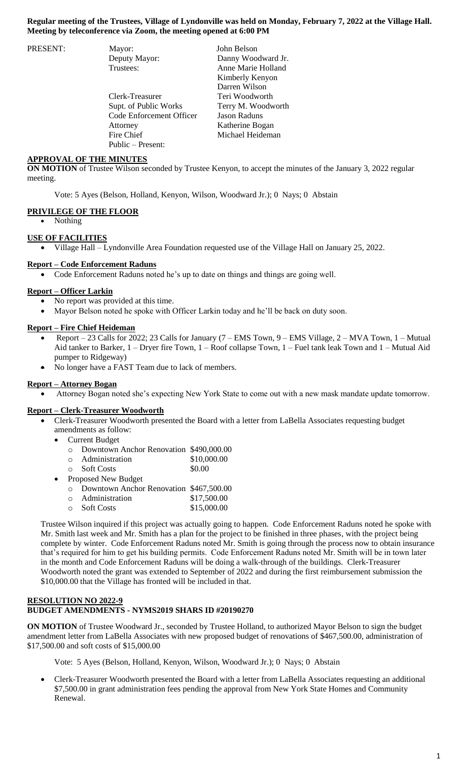**Regular meeting of the Trustees, Village of Lyndonville was held on Monday, February 7, 2022 at the Village Hall. Meeting by teleconference via Zoom, the meeting opened at 6:00 PM**

| PRESENT: | Mayor: | John Belson |
|---|---|---|
| | Deputy Mayor: | Danny Woodward Jr. |
| | Trustees: | Anne Marie Holland |
| | | Kimberly Kenyon |
| | | Darren Wilson |
| | Clerk-Treasurer | Teri Woodworth |
| | Supt. of Public Works | Terry M. Woodworth |
| | Code Enforcement Officer | Jason Raduns |
| | Attorney | Katherine Bogan |
| | Fire Chief | Michael Heideman |
| | Public – Present: | |

**APPROVAL OF THE MINUTES**

**ON MOTION** of Trustee Wilson seconded by Trustee Kenyon, to accept the minutes of the January 3, 2022 regular meeting.

Vote: 5 Ayes (Belson, Holland, Kenyon, Wilson, Woodward Jr.); 0 Nays; 0 Abstain

**PRIVILEGE OF THE FLOOR**

- Nothing

**USE OF FACILITIES**

- Village Hall – Lyndonville Area Foundation requested use of the Village Hall on January 25, 2022.

**Report – Code Enforcement Raduns**

- Code Enforcement Raduns noted he's up to date on things and things are going well.

**Report – Officer Larkin**

- No report was provided at this time.
- Mayor Belson noted he spoke with Officer Larkin today and he'll be back on duty soon.

**Report – Fire Chief Heideman**

- Report – 23 Calls for 2022; 23 Calls for January (7 – EMS Town, 9 – EMS Village, 2 – MVA Town, 1 – Mutual Aid tanker to Barker, 1 – Dryer fire Town, 1 – Roof collapse Town, 1 – Fuel tank leak Town and 1 – Mutual Aid pumper to Ridgeway)
- No longer have a FAST Team due to lack of members.

**Report – Attorney Bogan**

- Attorney Bogan noted she's expecting New York State to come out with a new mask mandate update tomorrow.

**Report – Clerk-Treasurer Woodworth**

- Clerk-Treasurer Woodworth presented the Board with a letter from LaBella Associates requesting budget amendments as follow:
  - Current Budget
    - Downtown Anchor Renovation $490,000.00
    - Administration $10,000.00
    - Soft Costs $0.00
  - Proposed New Budget
    - Downtown Anchor Renovation $467,500.00
    - Administration $17,500.00
    - Soft Costs $15,000.00

Trustee Wilson inquired if this project was actually going to happen. Code Enforcement Raduns noted he spoke with Mr. Smith last week and Mr. Smith has a plan for the project to be finished in three phases, with the project being complete by winter. Code Enforcement Raduns noted Mr. Smith is going through the process now to obtain insurance that's required for him to get his building permits. Code Enforcement Raduns noted Mr. Smith will be in town later in the month and Code Enforcement Raduns will be doing a walk-through of the buildings. Clerk-Treasurer Woodworth noted the grant was extended to September of 2022 and during the first reimbursement submission the $10,000.00 that the Village has fronted will be included in that.

**RESOLUTION NO 2022-9**
**BUDGET AMENDMENTS - NYMS2019 SHARS ID #20190270**

**ON MOTION** of Trustee Woodward Jr., seconded by Trustee Holland, to authorized Mayor Belson to sign the budget amendment letter from LaBella Associates with new proposed budget of renovations of $467,500.00, administration of $17,500.00 and soft costs of $15,000.00

Vote: 5 Ayes (Belson, Holland, Kenyon, Wilson, Woodward Jr.); 0 Nays; 0 Abstain

- Clerk-Treasurer Woodworth presented the Board with a letter from LaBella Associates requesting an additional $7,500.00 in grant administration fees pending the approval from New York State Homes and Community Renewal.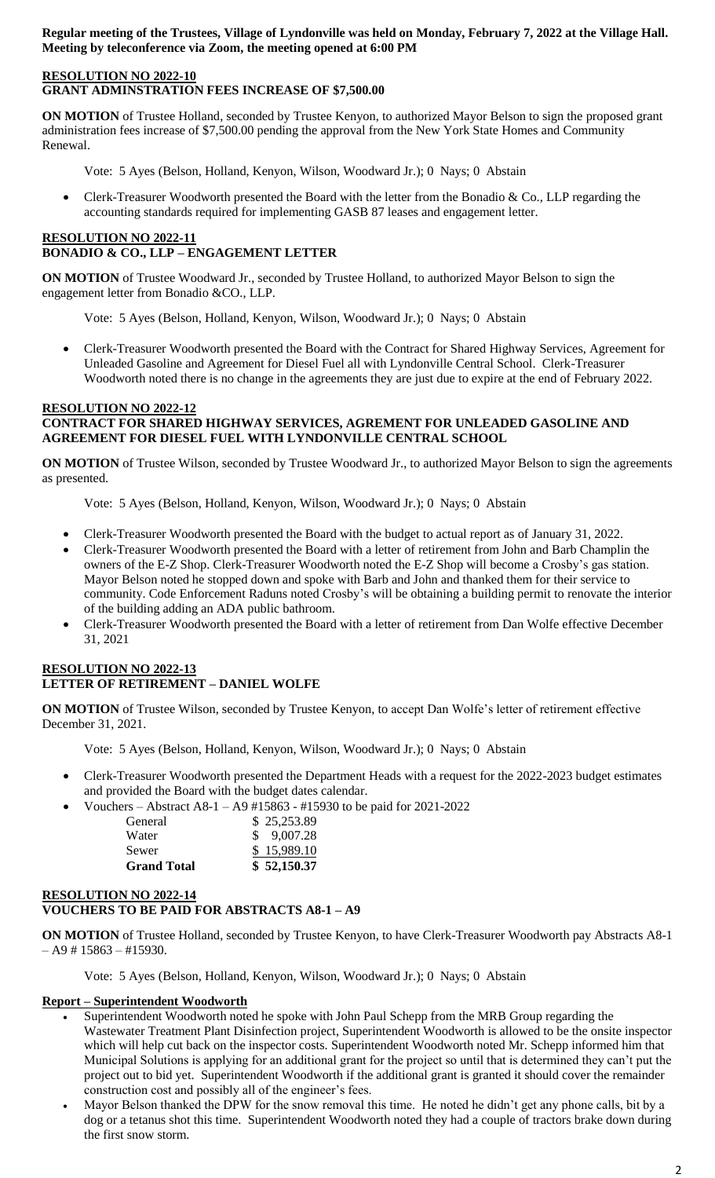**Regular meeting of the Trustees, Village of Lyndonville was held on Monday, February 7, 2022 at the Village Hall. Meeting by teleconference via Zoom, the meeting opened at 6:00 PM**

**RESOLUTION NO 2022-10**
**GRANT ADMINSTRATION FEES INCREASE OF $7,500.00**

**ON MOTION** of Trustee Holland, seconded by Trustee Kenyon, to authorized Mayor Belson to sign the proposed grant administration fees increase of $7,500.00 pending the approval from the New York State Homes and Community Renewal.

Vote: 5 Ayes (Belson, Holland, Kenyon, Wilson, Woodward Jr.); 0 Nays; 0 Abstain

- Clerk-Treasurer Woodworth presented the Board with the letter from the Bonadio & Co., LLP regarding the accounting standards required for implementing GASB 87 leases and engagement letter.

**RESOLUTION NO 2022-11**
**BONADIO & CO., LLP – ENGAGEMENT LETTER**

**ON MOTION** of Trustee Woodward Jr., seconded by Trustee Holland, to authorized Mayor Belson to sign the engagement letter from Bonadio &CO., LLP.

Vote: 5 Ayes (Belson, Holland, Kenyon, Wilson, Woodward Jr.); 0 Nays; 0 Abstain

- Clerk-Treasurer Woodworth presented the Board with the Contract for Shared Highway Services, Agreement for Unleaded Gasoline and Agreement for Diesel Fuel all with Lyndonville Central School. Clerk-Treasurer Woodworth noted there is no change in the agreements they are just due to expire at the end of February 2022.

**RESOLUTION NO 2022-12**
**CONTRACT FOR SHARED HIGHWAY SERVICES, AGREMENT FOR UNLEADED GASOLINE AND AGREEMENT FOR DIESEL FUEL WITH LYNDONVILLE CENTRAL SCHOOL**

**ON MOTION** of Trustee Wilson, seconded by Trustee Woodward Jr., to authorized Mayor Belson to sign the agreements as presented.

Vote: 5 Ayes (Belson, Holland, Kenyon, Wilson, Woodward Jr.); 0 Nays; 0 Abstain

- Clerk-Treasurer Woodworth presented the Board with the budget to actual report as of January 31, 2022.
- Clerk-Treasurer Woodworth presented the Board with a letter of retirement from John and Barb Champlin the owners of the E-Z Shop. Clerk-Treasurer Woodworth noted the E-Z Shop will become a Crosby's gas station. Mayor Belson noted he stopped down and spoke with Barb and John and thanked them for their service to community. Code Enforcement Raduns noted Crosby's will be obtaining a building permit to renovate the interior of the building adding an ADA public bathroom.
- Clerk-Treasurer Woodworth presented the Board with a letter of retirement from Dan Wolfe effective December 31, 2021

**RESOLUTION NO 2022-13**
**LETTER OF RETIREMENT – DANIEL WOLFE**

**ON MOTION** of Trustee Wilson, seconded by Trustee Kenyon, to accept Dan Wolfe's letter of retirement effective December 31, 2021.

Vote: 5 Ayes (Belson, Holland, Kenyon, Wilson, Woodward Jr.); 0 Nays; 0 Abstain

- Clerk-Treasurer Woodworth presented the Department Heads with a request for the 2022-2023 budget estimates and provided the Board with the budget dates calendar.
- Vouchers – Abstract A8-1 – A9 #15863 - #15930 to be paid for 2021-2022

| | |
|---|---|
| General | $ 25,253.89 |
| Water | $ 9,007.28 |
| Sewer | $ 15,989.10 |
| **Grand Total** | **$ 52,150.37** |

**RESOLUTION NO 2022-14**
**VOUCHERS TO BE PAID FOR ABSTRACTS A8-1 – A9**

**ON MOTION** of Trustee Holland, seconded by Trustee Kenyon, to have Clerk-Treasurer Woodworth pay Abstracts A8-1 – A9 # 15863 – #15930.

Vote: 5 Ayes (Belson, Holland, Kenyon, Wilson, Woodward Jr.); 0 Nays; 0 Abstain

**Report – Superintendent Woodworth**

- Superintendent Woodworth noted he spoke with John Paul Schepp from the MRB Group regarding the Wastewater Treatment Plant Disinfection project, Superintendent Woodworth is allowed to be the onsite inspector which will help cut back on the inspector costs. Superintendent Woodworth noted Mr. Schepp informed him that Municipal Solutions is applying for an additional grant for the project so until that is determined they can't put the project out to bid yet. Superintendent Woodworth if the additional grant is granted it should cover the remainder construction cost and possibly all of the engineer's fees.
- Mayor Belson thanked the DPW for the snow removal this time. He noted he didn't get any phone calls, bit by a dog or a tetanus shot this time. Superintendent Woodworth noted they had a couple of tractors brake down during the first snow storm.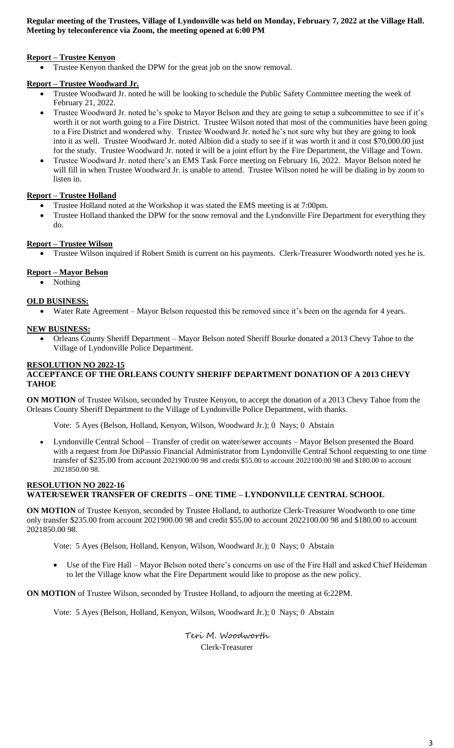**Regular meeting of the Trustees, Village of Lyndonville was held on Monday, February 7, 2022 at the Village Hall. Meeting by teleconference via Zoom, the meeting opened at 6:00 PM**

**Report – Trustee Kenyon**

- Trustee Kenyon thanked the DPW for the great job on the snow removal.

**Report – Trustee Woodward Jr.**

- Trustee Woodward Jr. noted he will be looking to schedule the Public Safety Committee meeting the week of February 21, 2022.
- Trustee Woodward Jr. noted he's spoke to Mayor Belson and they are going to setup a subcommittee to see if it's worth it or not worth going to a Fire District. Trustee Wilson noted that most of the communities have been going to a Fire District and wondered why. Trustee Woodward Jr. noted he's not sure why but they are going to look into it as well. Trustee Woodward Jr. noted Albion did a study to see if it was worth it and it cost $70,000.00 just for the study. Trustee Woodward Jr. noted it will be a joint effort by the Fire Department, the Village and Town.
- Trustee Woodward Jr. noted there's an EMS Task Force meeting on February 16, 2022. Mayor Belson noted he will fill in when Trustee Woodward Jr. is unable to attend. Trustee Wilson noted he will be dialing in by zoom to listen in.

**Report – Trustee Holland**

- Trustee Holland noted at the Workshop it was stated the EMS meeting is at 7:00pm.
- Trustee Holland thanked the DPW for the snow removal and the Lyndonville Fire Department for everything they do.

**Report – Trustee Wilson**

- Trustee Wilson inquired if Robert Smith is current on his payments. Clerk-Treasurer Woodworth noted yes he is.

**Report – Mayor Belson**

- Nothing

**OLD BUSINESS:**

- Water Rate Agreement – Mayor Belson requested this be removed since it's been on the agenda for 4 years.

**NEW BUSINESS:**

- Orleans County Sheriff Department – Mayor Belson noted Sheriff Bourke donated a 2013 Chevy Tahoe to the Village of Lyndonville Police Department.

**RESOLUTION NO 2022-15**
**ACCEPTANCE OF THE ORLEANS COUNTY SHERIFF DEPARTMENT DONATION OF A 2013 CHEVY TAHOE**

**ON MOTION** of Trustee Wilson, seconded by Trustee Kenyon, to accept the donation of a 2013 Chevy Tahoe from the Orleans County Sheriff Department to the Village of Lyndonville Police Department, with thanks.

Vote: 5 Ayes (Belson, Holland, Kenyon, Wilson, Woodward Jr.); 0 Nays; 0 Abstain

- Lyndonville Central School – Transfer of credit on water/sewer accounts – Mayor Belson presented the Board with a request from Joe DiPassio Financial Administrator from Lyndonville Central School requesting to one time transfer of $235.00 from account 2021900.00 98 and credit $55.00 to account 2022100.00 98 and $180.00 to account 2021850.00 98.

**RESOLUTION NO 2022-16**
**WATER/SEWER TRANSFER OF CREDITS – ONE TIME – LYNDONVILLE CENTRAL SCHOOL**

**ON MOTION** of Trustee Kenyon, seconded by Trustee Holland, to authorize Clerk-Treasurer Woodworth to one time only transfer $235.00 from account 2021900.00 98 and credit $55.00 to account 2022100.00 98 and $180.00 to account 2021850.00 98.

Vote: 5 Ayes (Belson, Holland, Kenyon, Wilson, Woodward Jr.); 0 Nays; 0 Abstain

- Use of the Fire Hall – Mayor Belson noted there's concerns on use of the Fire Hall and asked Chief Heideman to let the Village know what the Fire Department would like to propose as the new policy.

**ON MOTION** of Trustee Wilson, seconded by Trustee Holland, to adjourn the meeting at 6:22PM.

Vote: 5 Ayes (Belson, Holland, Kenyon, Wilson, Woodward Jr.); 0 Nays; 0 Abstain

Teri M. Woodworth
Clerk-Treasurer